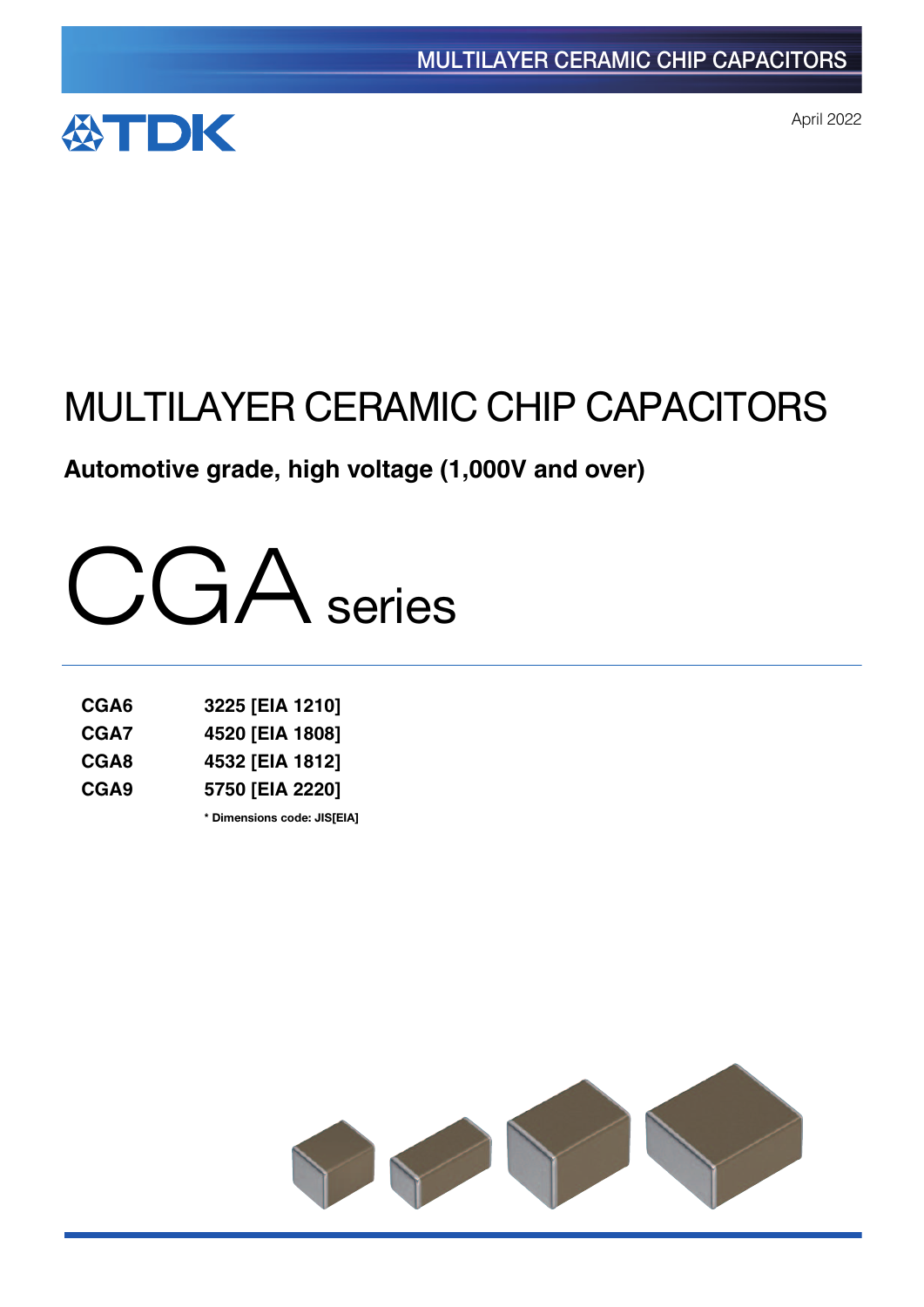MULTILAYER CERAMIC CHIP CAPACITORS

TDK

April 2022

# MULTILAYER CERAMIC CHIP CAPACITORS

**Automotive grade, high voltage (1,000V and over)**

# CGA series

| | |
|---|---|
| **CGA6** | **3225 [EIA 1210]** |
| **CGA7** | **4520 [EIA 1808]** |
| **CGA8** | **4532 [EIA 1812]** |
| **CGA9** | **5750 [EIA 2220]** |

**\* Dimensions code: JIS[EIA]**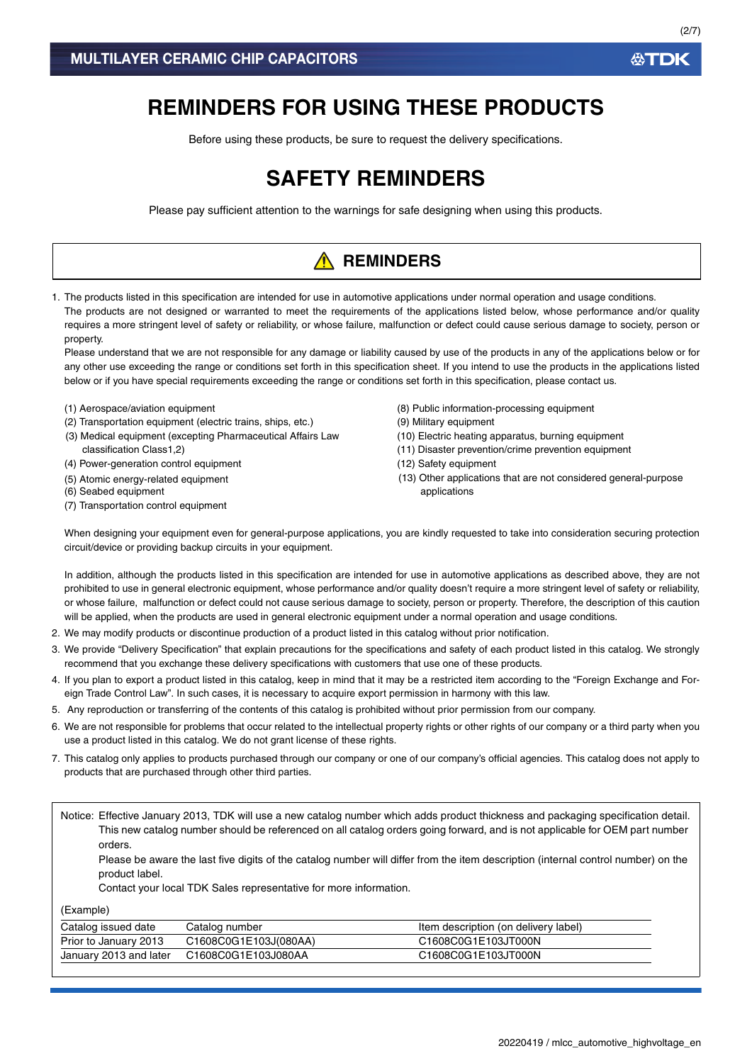# REMINDERS FOR USING THESE PRODUCTS

Before using these products, be sure to request the delivery specifications.

# SAFETY REMINDERS

Please pay sufficient attention to the warnings for safe designing when using this products.

## ⚠ REMINDERS

1. The products listed in this specification are intended for use in automotive applications under normal operation and usage conditions.
   The products are not designed or warranted to meet the requirements of the applications listed below, whose performance and/or quality requires a more stringent level of safety or reliability, or whose failure, malfunction or defect could cause serious damage to society, person or property.
   Please understand that we are not responsible for any damage or liability caused by use of the products in any of the applications below or for any other use exceeding the range or conditions set forth in this specification sheet. If you intend to use the products in the applications listed below or if you have special requirements exceeding the range or conditions set forth in this specification, please contact us.

   (1) Aerospace/aviation equipment
   (2) Transportation equipment (electric trains, ships, etc.)
   (3) Medical equipment (excepting Pharmaceutical Affairs Law classification Class1,2)
   (4) Power-generation control equipment
   (5) Atomic energy-related equipment
   (6) Seabed equipment
   (7) Transportation control equipment
   (8) Public information-processing equipment
   (9) Military equipment
   (10) Electric heating apparatus, burning equipment
   (11) Disaster prevention/crime prevention equipment
   (12) Safety equipment
   (13) Other applications that are not considered general-purpose applications

   When designing your equipment even for general-purpose applications, you are kindly requested to take into consideration securing protection circuit/device or providing backup circuits in your equipment.

   In addition, although the products listed in this specification are intended for use in automotive applications as described above, they are not prohibited to use in general electronic equipment, whose performance and/or quality doesn't require a more stringent level of safety or reliability, or whose failure, malfunction or defect could not cause serious damage to society, person or property. Therefore, the description of this caution will be applied, when the products are used in general electronic equipment under a normal operation and usage conditions.
2. We may modify products or discontinue production of a product listed in this catalog without prior notification.
3. We provide "Delivery Specification" that explain precautions for the specifications and safety of each product listed in this catalog. We strongly recommend that you exchange these delivery specifications with customers that use one of these products.
4. If you plan to export a product listed in this catalog, keep in mind that it may be a restricted item according to the "Foreign Exchange and Foreign Trade Control Law". In such cases, it is necessary to acquire export permission in harmony with this law.
5. Any reproduction or transferring of the contents of this catalog is prohibited without prior permission from our company.
6. We are not responsible for problems that occur related to the intellectual property rights or other rights of our company or a third party when you use a product listed in this catalog. We do not grant license of these rights.
7. This catalog only applies to products purchased through our company or one of our company's official agencies. This catalog does not apply to products that are purchased through other third parties.

Notice: Effective January 2013, TDK will use a new catalog number which adds product thickness and packaging specification detail. This new catalog number should be referenced on all catalog orders going forward, and is not applicable for OEM part number orders.
Please be aware the last five digits of the catalog number will differ from the item description (internal control number) on the product label.
Contact your local TDK Sales representative for more information.

(Example)

| Catalog issued date | Catalog number | Item description (on delivery label) |
|---|---|---|
| Prior to January 2013 | C1608C0G1E103J(080AA) | C1608C0G1E103JT000N |
| January 2013 and later | C1608C0G1E103J080AA | C1608C0G1E103JT000N |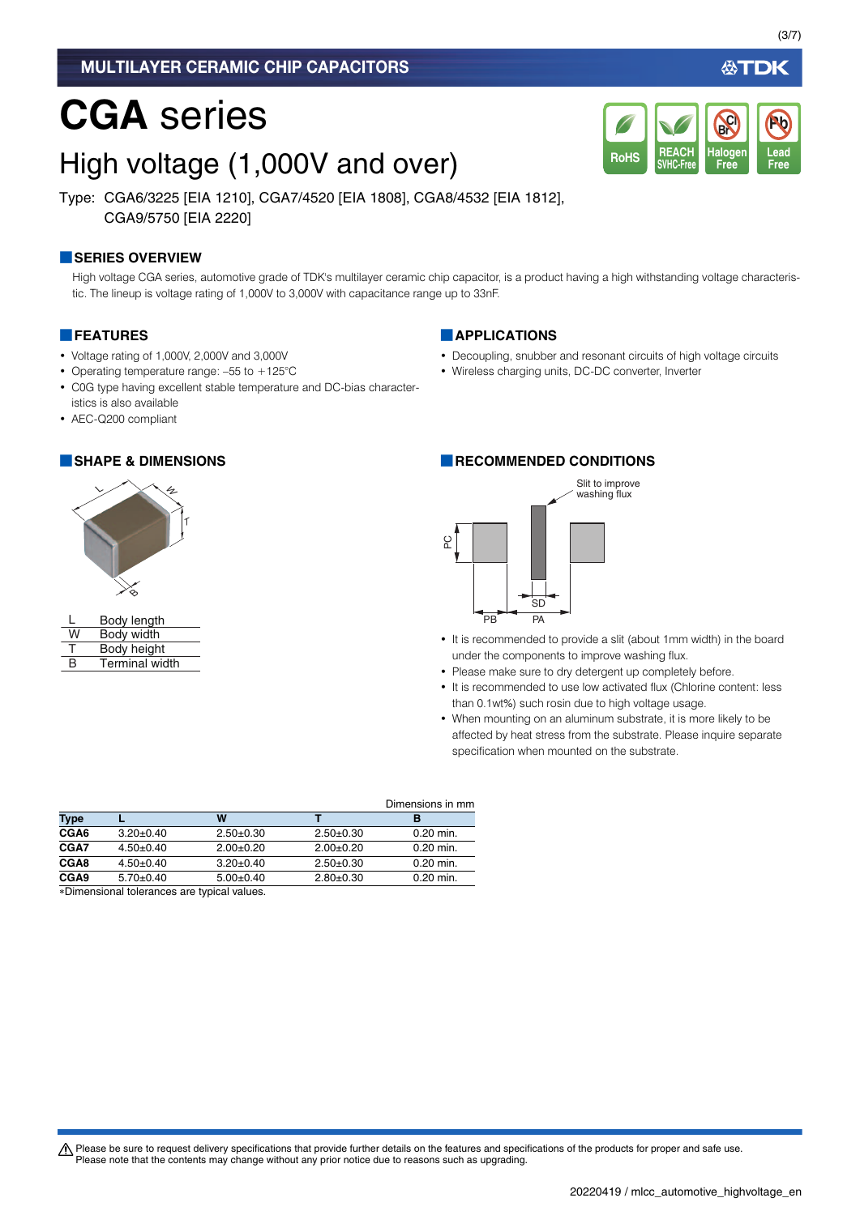MULTILAYER CERAMIC CHIP CAPACITORS

# CGA series

## High voltage (1,000V and over)

Type: CGA6/3225 [EIA 1210], CGA7/4520 [EIA 1808], CGA8/4532 [EIA 1812], CGA9/5750 [EIA 2220]

RoHS | REACH SVHC-Free | Halogen Free | Lead Free

### SERIES OVERVIEW

High voltage CGA series, automotive grade of TDK's multilayer ceramic chip capacitor, is a product having a high withstanding voltage characteristic. The lineup is voltage rating of 1,000V to 3,000V with capacitance range up to 33nF.

### FEATURES

- Voltage rating of 1,000V, 2,000V and 3,000V
- Operating temperature range: –55 to +125°C
- C0G type having excellent stable temperature and DC-bias characteristics is also available
- AEC-Q200 compliant

### APPLICATIONS

- Decoupling, snubber and resonant circuits of high voltage circuits
- Wireless charging units, DC-DC converter, Inverter

### SHAPE & DIMENSIONS

| | |
|---|---|
| L | Body length |
| W | Body width |
| T | Body height |
| B | Terminal width |

### RECOMMENDED CONDITIONS

Slit to improve washing flux

PC, SD, PB, PA

- It is recommended to provide a slit (about 1mm width) in the board under the components to improve washing flux.
- Please make sure to dry detergent up completely before.
- It is recommended to use low activated flux (Chlorine content: less than 0.1wt%) such rosin due to high voltage usage.
- When mounting on an aluminum substrate, it is more likely to be affected by heat stress from the substrate. Please inquire separate specification when mounted on the substrate.

Dimensions in mm

| Type | L | W | T | B |
|---|---|---|---|---|
| CGA6 | 3.20±0.40 | 2.50±0.30 | 2.50±0.30 | 0.20 min. |
| CGA7 | 4.50±0.40 | 2.00±0.20 | 2.00±0.20 | 0.20 min. |
| CGA8 | 4.50±0.40 | 3.20±0.40 | 2.50±0.30 | 0.20 min. |
| CGA9 | 5.70±0.40 | 5.00±0.40 | 2.80±0.30 | 0.20 min. |

*Dimensional tolerances are typical values.

⚠ Please be sure to request delivery specifications that provide further details on the features and specifications of the products for proper and safe use. Please note that the contents may change without any prior notice due to reasons such as upgrading.

20220419 / mlcc_automotive_highvoltage_en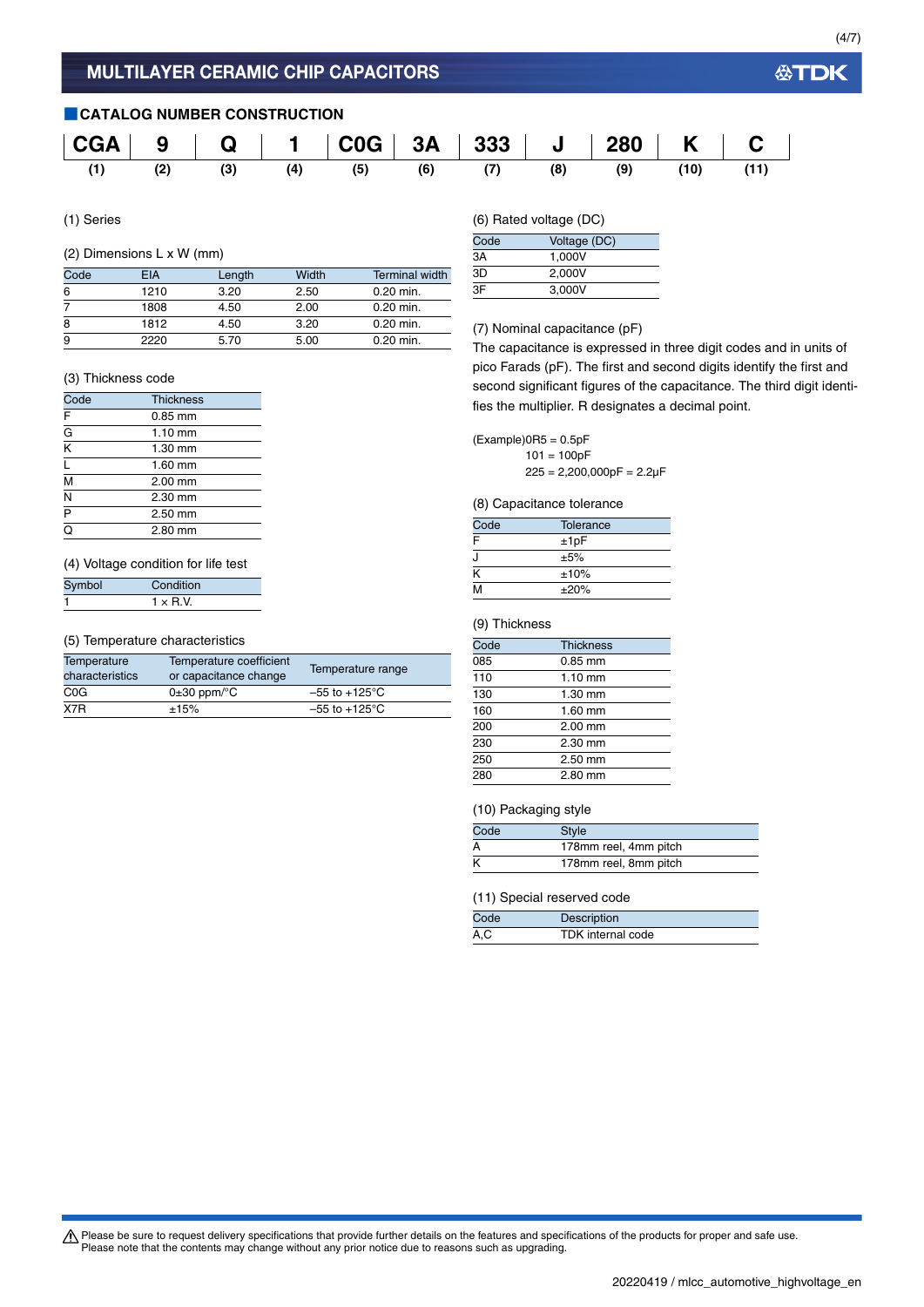## CATALOG NUMBER CONSTRUCTION

| CGA | 9 | Q | 1 | C0G | 3A | 333 | J | 280 | K | C |
|---|---|---|---|---|---|---|---|---|---|---|
| (1) | (2) | (3) | (4) | (5) | (6) | (7) | (8) | (9) | (10) | (11) |

(1) Series

(2) Dimensions L x W (mm)

| Code | EIA | Length | Width | Terminal width |
|---|---|---|---|---|
| 6 | 1210 | 3.20 | 2.50 | 0.20 min. |
| 7 | 1808 | 4.50 | 2.00 | 0.20 min. |
| 8 | 1812 | 4.50 | 3.20 | 0.20 min. |
| 9 | 2220 | 5.70 | 5.00 | 0.20 min. |

(3) Thickness code

| Code | Thickness |
|---|---|
| F | 0.85 mm |
| G | 1.10 mm |
| K | 1.30 mm |
| L | 1.60 mm |
| M | 2.00 mm |
| N | 2.30 mm |
| P | 2.50 mm |
| Q | 2.80 mm |

(4) Voltage condition for life test

| Symbol | Condition |
|---|---|
| 1 | 1 × R.V. |

(5) Temperature characteristics

| Temperature characteristics | Temperature coefficient or capacitance change | Temperature range |
|---|---|---|
| C0G | 0±30 ppm/°C | –55 to +125°C |
| X7R | ±15% | –55 to +125°C |

(6) Rated voltage (DC)

| Code | Voltage (DC) |
|---|---|
| 3A | 1,000V |
| 3D | 2,000V |
| 3F | 3,000V |

(7) Nominal capacitance (pF)

The capacitance is expressed in three digit codes and in units of pico Farads (pF). The first and second digits identify the first and second significant figures of the capacitance. The third digit identifies the multiplier. R designates a decimal point.

(Example)0R5 = 0.5pF
101 = 100pF
225 = 2,200,000pF = 2.2μF

(8) Capacitance tolerance

| Code | Tolerance |
|---|---|
| F | ±1pF |
| J | ±5% |
| K | ±10% |
| M | ±20% |

(9) Thickness

| Code | Thickness |
|---|---|
| 085 | 0.85 mm |
| 110 | 1.10 mm |
| 130 | 1.30 mm |
| 160 | 1.60 mm |
| 200 | 2.00 mm |
| 230 | 2.30 mm |
| 250 | 2.50 mm |
| 280 | 2.80 mm |

(10) Packaging style

| Code | Style |
|---|---|
| A | 178mm reel, 4mm pitch |
| K | 178mm reel, 8mm pitch |

(11) Special reserved code

| Code | Description |
|---|---|
| A,C | TDK internal code |

⚠ Please be sure to request delivery specifications that provide further details on the features and specifications of the products for proper and safe use.
Please note that the contents may change without any prior notice due to reasons such as upgrading.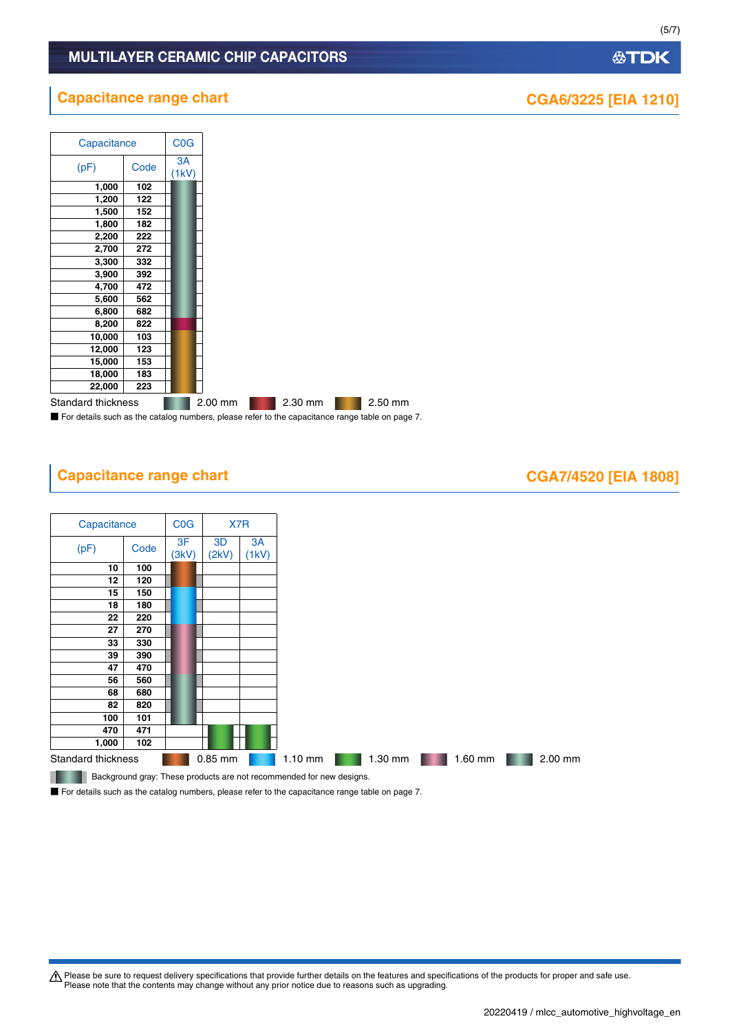MULTILAYER CERAMIC CHIP CAPACITORS

## Capacitance range chart

### CGA6/3225 [EIA 1210]

| Capacitance | | C0G |
|---|---|---|
| (pF) | Code | 3A (1kV) |
| 1,000 | 102 | 2.00 mm |
| 1,200 | 122 | 2.00 mm |
| 1,500 | 152 | 2.00 mm |
| 1,800 | 182 | 2.00 mm |
| 2,200 | 222 | 2.00 mm |
| 2,700 | 272 | 2.00 mm |
| 3,300 | 332 | 2.00 mm |
| 3,900 | 392 | 2.00 mm |
| 4,700 | 472 | 2.00 mm |
| 5,600 | 562 | 2.00 mm |
| 6,800 | 682 | 2.00 mm |
| 8,200 | 822 | 2.30 mm |
| 10,000 | 103 | 2.50 mm |
| 12,000 | 123 | 2.50 mm |
| 15,000 | 153 | 2.50 mm |
| 18,000 | 183 | 2.50 mm |
| 22,000 | 223 | 2.50 mm |

Standard thickness: 2.00 mm, 2.30 mm, 2.50 mm

■ For details such as the catalog numbers, please refer to the capacitance range table on page 7.

## Capacitance range chart

### CGA7/4520 [EIA 1808]

| Capacitance | | C0G | X7R | |
|---|---|---|---|---|
| (pF) | Code | 3F (3kV) | 3D (2kV) | 3A (1kV) |
| 10 | 100 | 0.85 mm (gray) | | |
| 12 | 120 | 0.85 mm (gray) | | |
| 15 | 150 | 1.10 mm (gray) | | |
| 18 | 180 | 1.10 mm (gray) | | |
| 22 | 220 | 1.10 mm (gray) | | |
| 27 | 270 | 1.60 mm (gray) | | |
| 33 | 330 | 1.60 mm (gray) | | |
| 39 | 390 | 1.60 mm (gray) | | |
| 47 | 470 | 1.60 mm (gray) | | |
| 56 | 560 | 2.00 mm (gray) | | |
| 68 | 680 | 2.00 mm (gray) | | |
| 82 | 820 | 2.00 mm (gray) | | |
| 100 | 101 | 2.00 mm | | |
| 470 | 471 | | 1.30 mm | 1.30 mm |
| 1,000 | 102 | | 1.30 mm | 1.30 mm |

Standard thickness: 0.85 mm, 1.10 mm, 1.30 mm, 1.60 mm, 2.00 mm

Background gray: These products are not recommended for new designs.

■ For details such as the catalog numbers, please refer to the capacitance range table on page 7.

⚠ Please be sure to request delivery specifications that provide further details on the features and specifications of the products for proper and safe use.
Please note that the contents may change without any prior notice due to reasons such as upgrading.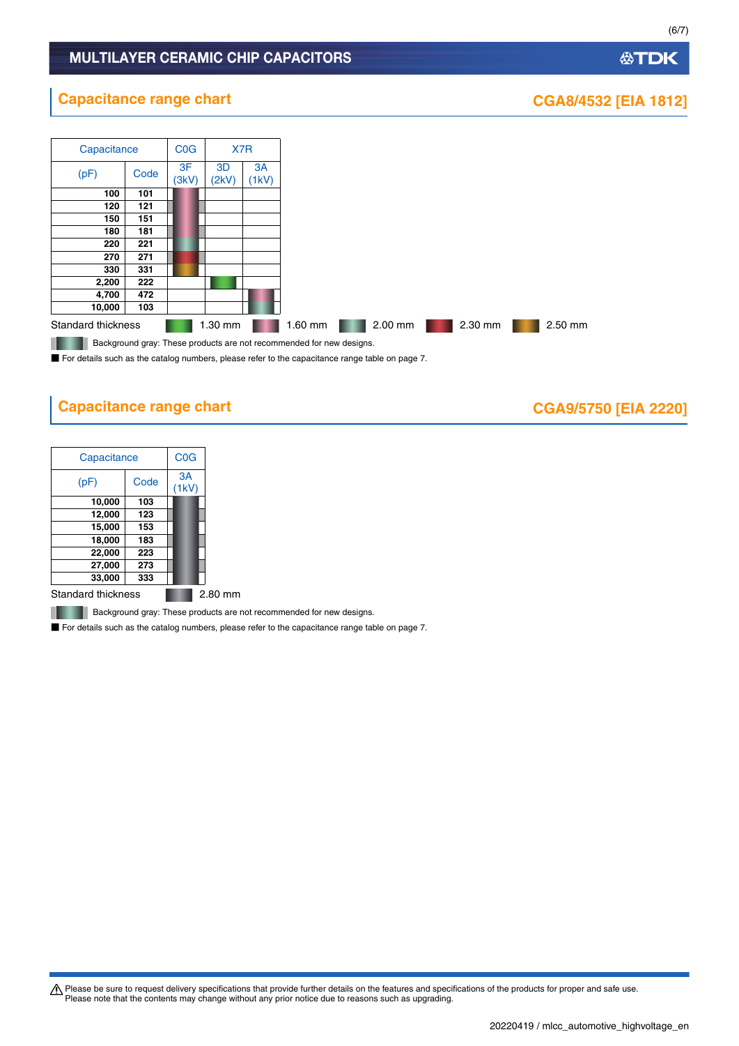## Capacitance range chart

### CGA8/4532 [EIA 1812]

| Capacitance | | C0G | X7R | |
|---|---|---|---|---|
| (pF) | Code | 3F (3kV) | 3D (2kV) | 3A (1kV) |
| 100 | 101 | 1.60 mm | | |
| 120 | 121 | 1.60 mm | | |
| 150 | 151 | 1.60 mm | | |
| 180 | 181 | 1.60 mm | | |
| 220 | 221 | 2.00 mm | | |
| 270 | 271 | 2.30 mm | | |
| 330 | 331 | 2.50 mm | | |
| 2,200 | 222 | | 1.30 mm | |
| 4,700 | 472 | | | 1.60 mm |
| 10,000 | 103 | | | 2.00 mm |

Standard thickness: 1.30 mm, 1.60 mm, 2.00 mm, 2.30 mm, 2.50 mm

Background gray: These products are not recommended for new designs.

■ For details such as the catalog numbers, please refer to the capacitance range table on page 7.

## Capacitance range chart

### CGA9/5750 [EIA 2220]

| Capacitance | | C0G |
|---|---|---|
| (pF) | Code | 3A (1kV) |
| 10,000 | 103 | 2.80 mm |
| 12,000 | 123 | 2.80 mm |
| 15,000 | 153 | 2.80 mm |
| 18,000 | 183 | 2.80 mm |
| 22,000 | 223 | 2.80 mm |
| 27,000 | 273 | 2.80 mm |
| 33,000 | 333 | 2.80 mm |

Standard thickness: 2.80 mm

Background gray: These products are not recommended for new designs.

■ For details such as the catalog numbers, please refer to the capacitance range table on page 7.

⚠ Please be sure to request delivery specifications that provide further details on the features and specifications of the products for proper and safe use.
Please note that the contents may change without any prior notice due to reasons such as upgrading.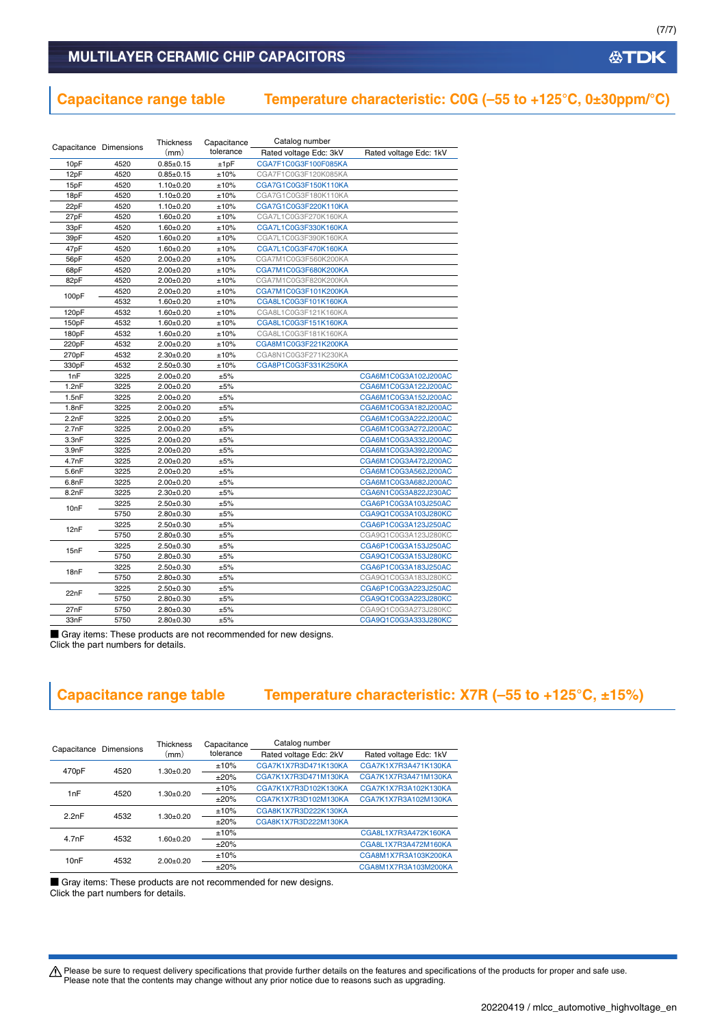## Capacitance range table Temperature characteristic: C0G (–55 to +125°C, 0±30ppm/°C)

| Capacitance | Dimensions | Thickness (mm) | Capacitance tolerance | Catalog number Rated voltage Edc: 3kV | Rated voltage Edc: 1kV |
|---|---|---|---|---|---|
| 10pF | 4520 | 0.85±0.15 | ±1pF | CGA7F1C0G3F100F085KA | |
| 12pF | 4520 | 0.85±0.15 | ±10% | CGA7F1C0G3F120K085KA | |
| 15pF | 4520 | 1.10±0.20 | ±10% | CGA7G1C0G3F150K110KA | |
| 18pF | 4520 | 1.10±0.20 | ±10% | CGA7G1C0G3F180K110KA | |
| 22pF | 4520 | 1.10±0.20 | ±10% | CGA7G1C0G3F220K110KA | |
| 27pF | 4520 | 1.60±0.20 | ±10% | CGA7L1C0G3F270K160KA | |
| 33pF | 4520 | 1.60±0.20 | ±10% | CGA7L1C0G3F330K160KA | |
| 39pF | 4520 | 1.60±0.20 | ±10% | CGA7L1C0G3F390K160KA | |
| 47pF | 4520 | 1.60±0.20 | ±10% | CGA7L1C0G3F470K160KA | |
| 56pF | 4520 | 2.00±0.20 | ±10% | CGA7M1C0G3F560K200KA | |
| 68pF | 4520 | 2.00±0.20 | ±10% | CGA7M1C0G3F680K200KA | |
| 82pF | 4520 | 2.00±0.20 | ±10% | CGA7M1C0G3F820K200KA | |
| 100pF | 4520 | 2.00±0.20 | ±10% | CGA7M1C0G3F101K200KA | |
| | 4532 | 1.60±0.20 | ±10% | CGA8L1C0G3F101K160KA | |
| 120pF | 4532 | 1.60±0.20 | ±10% | CGA8L1C0G3F121K160KA | |
| 150pF | 4532 | 1.60±0.20 | ±10% | CGA8L1C0G3F151K160KA | |
| 180pF | 4532 | 1.60±0.20 | ±10% | CGA8L1C0G3F181K160KA | |
| 220pF | 4532 | 2.00±0.20 | ±10% | CGA8M1C0G3F221K200KA | |
| 270pF | 4532 | 2.30±0.20 | ±10% | CGA8N1C0G3F271K230KA | |
| 330pF | 4532 | 2.50±0.30 | ±10% | CGA8P1C0G3F331K250KA | |
| 1nF | 3225 | 2.00±0.20 | ±5% | | CGA6M1C0G3A102J200AC |
| 1.2nF | 3225 | 2.00±0.20 | ±5% | | CGA6M1C0G3A122J200AC |
| 1.5nF | 3225 | 2.00±0.20 | ±5% | | CGA6M1C0G3A152J200AC |
| 1.8nF | 3225 | 2.00±0.20 | ±5% | | CGA6M1C0G3A182J200AC |
| 2.2nF | 3225 | 2.00±0.20 | ±5% | | CGA6M1C0G3A222J200AC |
| 2.7nF | 3225 | 2.00±0.20 | ±5% | | CGA6M1C0G3A272J200AC |
| 3.3nF | 3225 | 2.00±0.20 | ±5% | | CGA6M1C0G3A332J200AC |
| 3.9nF | 3225 | 2.00±0.20 | ±5% | | CGA6M1C0G3A392J200AC |
| 4.7nF | 3225 | 2.00±0.20 | ±5% | | CGA6M1C0G3A472J200AC |
| 5.6nF | 3225 | 2.00±0.20 | ±5% | | CGA6M1C0G3A562J200AC |
| 6.8nF | 3225 | 2.00±0.20 | ±5% | | CGA6M1C0G3A682J200AC |
| 8.2nF | 3225 | 2.30±0.20 | ±5% | | CGA6N1C0G3A822J230AC |
| 10nF | 3225 | 2.50±0.30 | ±5% | | CGA6P1C0G3A103J250AC |
| | 5750 | 2.80±0.30 | ±5% | | CGA9Q1C0G3A103J280KC |
| 12nF | 3225 | 2.50±0.30 | ±5% | | CGA6P1C0G3A123J250AC |
| | 5750 | 2.80±0.30 | ±5% | | CGA9Q1C0G3A123J280KC |
| 15nF | 3225 | 2.50±0.30 | ±5% | | CGA6P1C0G3A153J250AC |
| | 5750 | 2.80±0.30 | ±5% | | CGA9Q1C0G3A153J280KC |
| 18nF | 3225 | 2.50±0.30 | ±5% | | CGA6P1C0G3A183J250AC |
| | 5750 | 2.80±0.30 | ±5% | | CGA9Q1C0G3A183J280KC |
| 22nF | 3225 | 2.50±0.30 | ±5% | | CGA6P1C0G3A223J250AC |
| | 5750 | 2.80±0.30 | ±5% | | CGA9Q1C0G3A223J280KC |
| 27nF | 5750 | 2.80±0.30 | ±5% | | CGA9Q1C0G3A273J280KC |
| 33nF | 5750 | 2.80±0.30 | ±5% | | CGA9Q1C0G3A333J280KC |

■ Gray items: These products are not recommended for new designs.
Click the part numbers for details.

## Capacitance range table Temperature characteristic: X7R (–55 to +125°C, ±15%)

| Capacitance | Dimensions | Thickness (mm) | Capacitance tolerance | Catalog number Rated voltage Edc: 2kV | Rated voltage Edc: 1kV |
|---|---|---|---|---|---|
| 470pF | 4520 | 1.30±0.20 | ±10% | CGA7K1X7R3D471K130KA | CGA7K1X7R3A471K130KA |
| | | | ±20% | CGA7K1X7R3D471M130KA | CGA7K1X7R3A471M130KA |
| 1nF | 4520 | 1.30±0.20 | ±10% | CGA7K1X7R3D102K130KA | CGA7K1X7R3A102K130KA |
| | | | ±20% | CGA7K1X7R3D102M130KA | CGA7K1X7R3A102M130KA |
| 2.2nF | 4532 | 1.30±0.20 | ±10% | CGA8K1X7R3D222K130KA | |
| | | | ±20% | CGA8K1X7R3D222M130KA | |
| 4.7nF | 4532 | 1.60±0.20 | ±10% | | CGA8L1X7R3A472K160KA |
| | | | ±20% | | CGA8L1X7R3A472M160KA |
| 10nF | 4532 | 2.00±0.20 | ±10% | | CGA8M1X7R3A103K200KA |
| | | | ±20% | | CGA8M1X7R3A103M200KA |

■ Gray items: These products are not recommended for new designs.
Click the part numbers for details.

⚠ Please be sure to request delivery specifications that provide further details on the features and specifications of the products for proper and safe use.
Please note that the contents may change without any prior notice due to reasons such as upgrading.

20220419 / mlcc_automotive_highvoltage_en